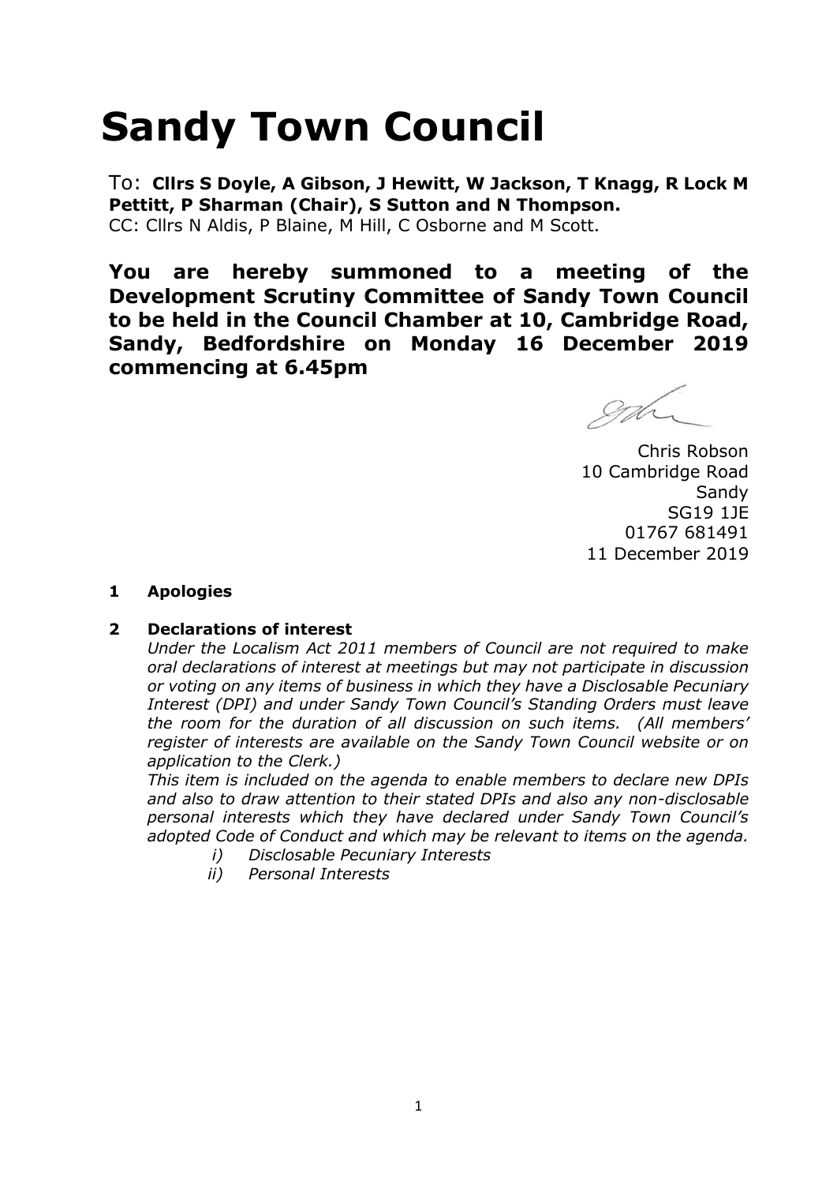# Sandy Town Council

To: **Cllrs S Doyle, A Gibson, J Hewitt, W Jackson, T Knagg, R Lock M Pettitt, P Sharman (Chair), S Sutton and N Thompson.**
CC: Cllrs N Aldis, P Blaine, M Hill, C Osborne and M Scott.

**You are hereby summoned to a meeting of the Development Scrutiny Committee of Sandy Town Council to be held in the Council Chamber at 10, Cambridge Road, Sandy, Bedfordshire on Monday 16 December 2019 commencing at 6.45pm**

Chris Robson
10 Cambridge Road
Sandy
SG19 1JE
01767 681491
11 December 2019

**1 Apologies**

**2 Declarations of interest**

*Under the Localism Act 2011 members of Council are not required to make oral declarations of interest at meetings but may not participate in discussion or voting on any items of business in which they have a Disclosable Pecuniary Interest (DPI) and under Sandy Town Council's Standing Orders must leave the room for the duration of all discussion on such items. (All members' register of interests are available on the Sandy Town Council website or on application to the Clerk.)*

*This item is included on the agenda to enable members to declare new DPIs and also to draw attention to their stated DPIs and also any non-disclosable personal interests which they have declared under Sandy Town Council's adopted Code of Conduct and which may be relevant to items on the agenda.*

i) *Disclosable Pecuniary Interests*
ii) *Personal Interests*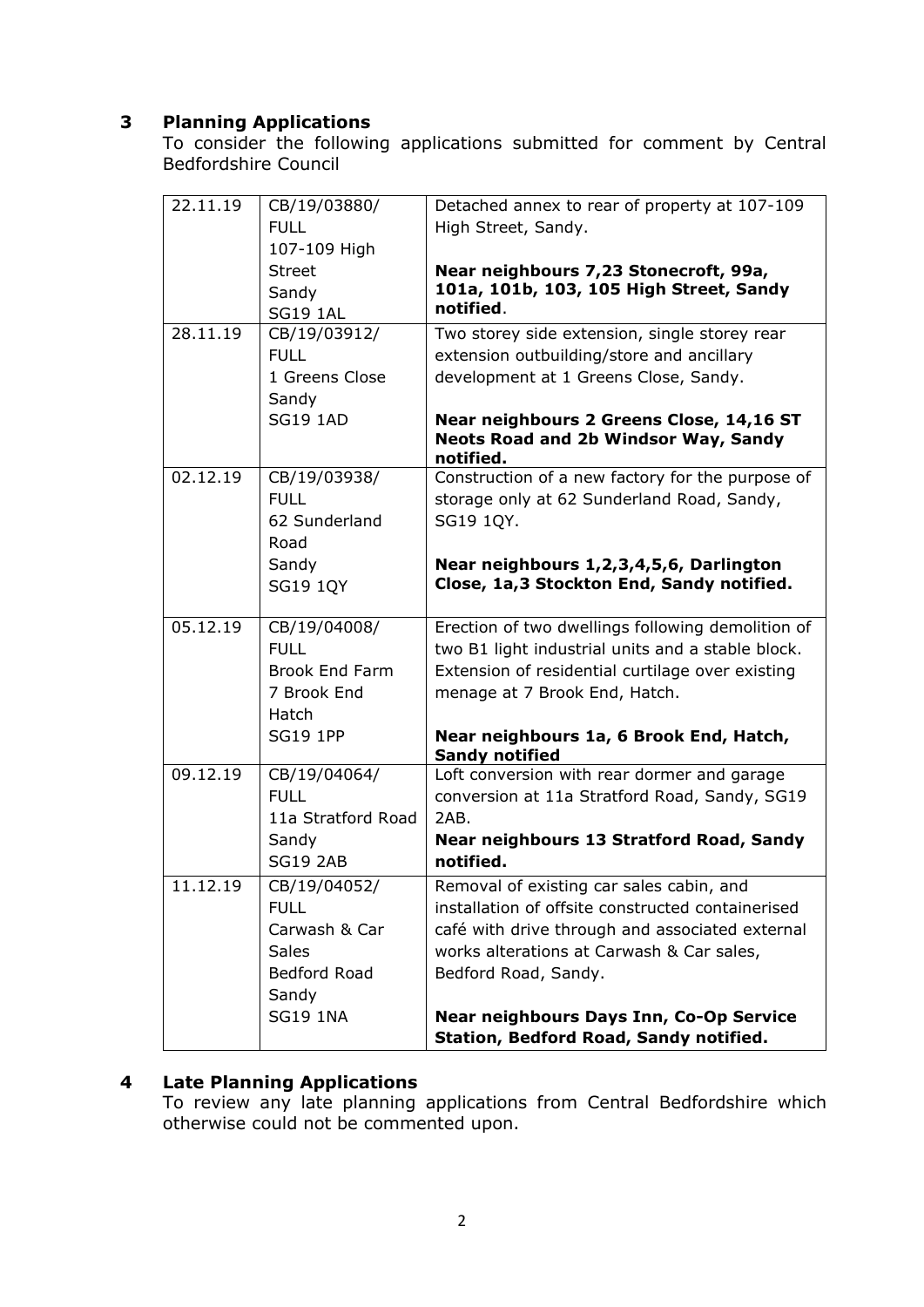## 3 Planning Applications

To consider the following applications submitted for comment by Central Bedfordshire Council

| | | |
|---|---|---|
| 22.11.19 | CB/19/03880/ FULL 107-109 High Street Sandy SG19 1AL | Detached annex to rear of property at 107-109 High Street, Sandy.<br><br>**Near neighbours 7,23 Stonecroft, 99a, 101a, 101b, 103, 105 High Street, Sandy notified**. |
| 28.11.19 | CB/19/03912/ FULL 1 Greens Close Sandy SG19 1AD | Two storey side extension, single storey rear extension outbuilding/store and ancillary development at 1 Greens Close, Sandy.<br><br>**Near neighbours 2 Greens Close, 14,16 ST Neots Road and 2b Windsor Way, Sandy notified.** |
| 02.12.19 | CB/19/03938/ FULL 62 Sunderland Road Sandy SG19 1QY | Construction of a new factory for the purpose of storage only at 62 Sunderland Road, Sandy, SG19 1QY.<br><br>**Near neighbours 1,2,3,4,5,6, Darlington Close, 1a,3 Stockton End, Sandy notified.** |
| 05.12.19 | CB/19/04008/ FULL Brook End Farm 7 Brook End Hatch SG19 1PP | Erection of two dwellings following demolition of two B1 light industrial units and a stable block. Extension of residential curtilage over existing menage at 7 Brook End, Hatch.<br><br>**Near neighbours 1a, 6 Brook End, Hatch, Sandy notified** |
| 09.12.19 | CB/19/04064/ FULL 11a Stratford Road Sandy SG19 2AB | Loft conversion with rear dormer and garage conversion at 11a Stratford Road, Sandy, SG19 2AB.<br>**Near neighbours 13 Stratford Road, Sandy notified.** |
| 11.12.19 | CB/19/04052/ FULL Carwash & Car Sales Bedford Road Sandy SG19 1NA | Removal of existing car sales cabin, and installation of offsite constructed containerised café with drive through and associated external works alterations at Carwash & Car sales, Bedford Road, Sandy.<br><br>**Near neighbours Days Inn, Co-Op Service Station, Bedford Road, Sandy notified.** |

## 4 Late Planning Applications

To review any late planning applications from Central Bedfordshire which otherwise could not be commented upon.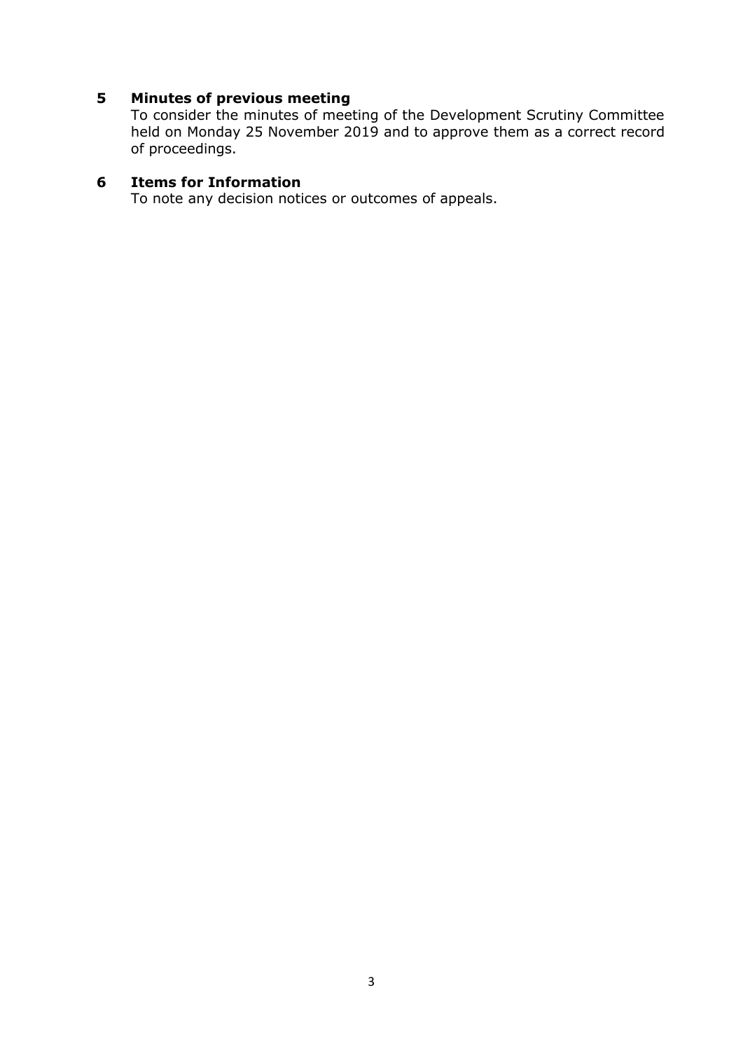## 5 Minutes of previous meeting

To consider the minutes of meeting of the Development Scrutiny Committee held on Monday 25 November 2019 and to approve them as a correct record of proceedings.

## 6 Items for Information

To note any decision notices or outcomes of appeals.